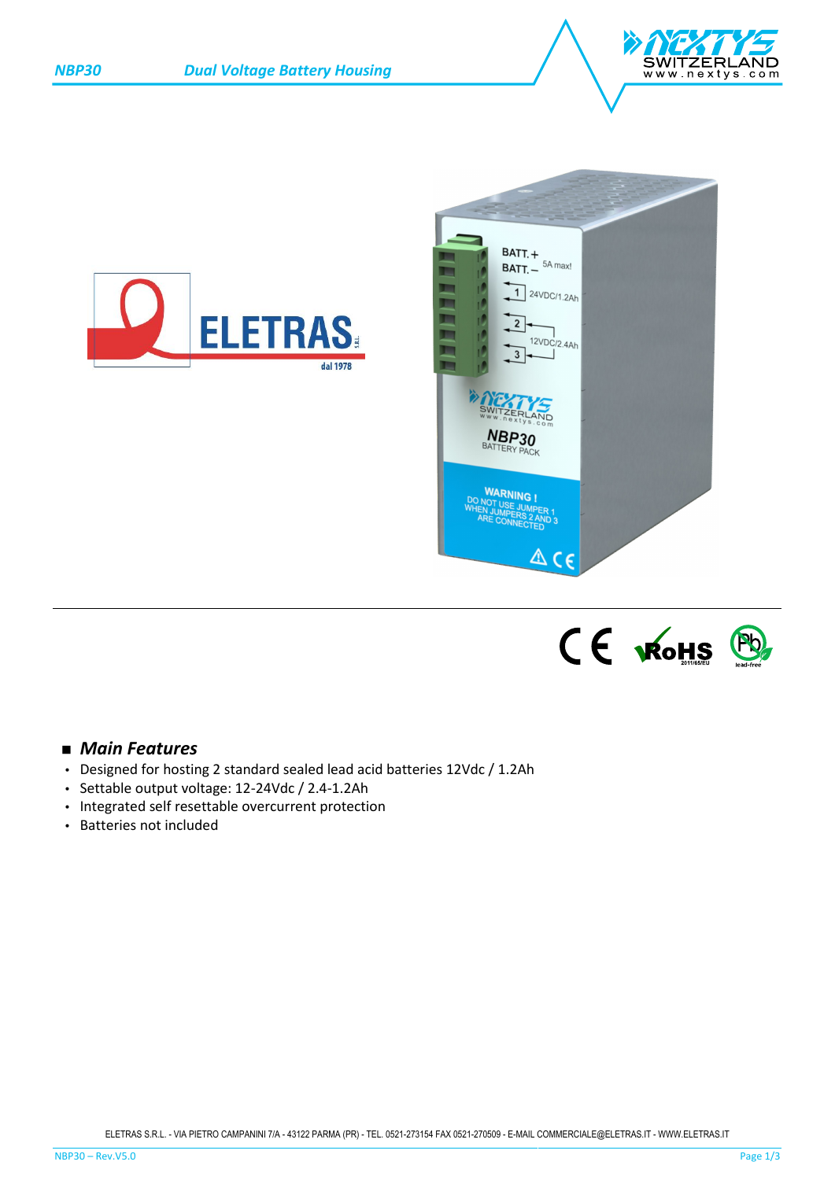## Main Features

- Designed for hosting 2 standard sealed lead acid batteries 12Vdc / 1.2Ah
- Settable output voltage: 12-24Vdc / 2.4-1.2Ah
- Integrated self resettable overcurrent protection
- Batteries not included

ELETRAS S.R.L. - VIA PIETRO CAMPANINI 7/A - 43122 PARMA (PR) - TEL. 0521-273154 FAX 0521-270509 - E-MAIL COMMERCIALE@ELETRAS.IT - WWW.ELETRAS.IT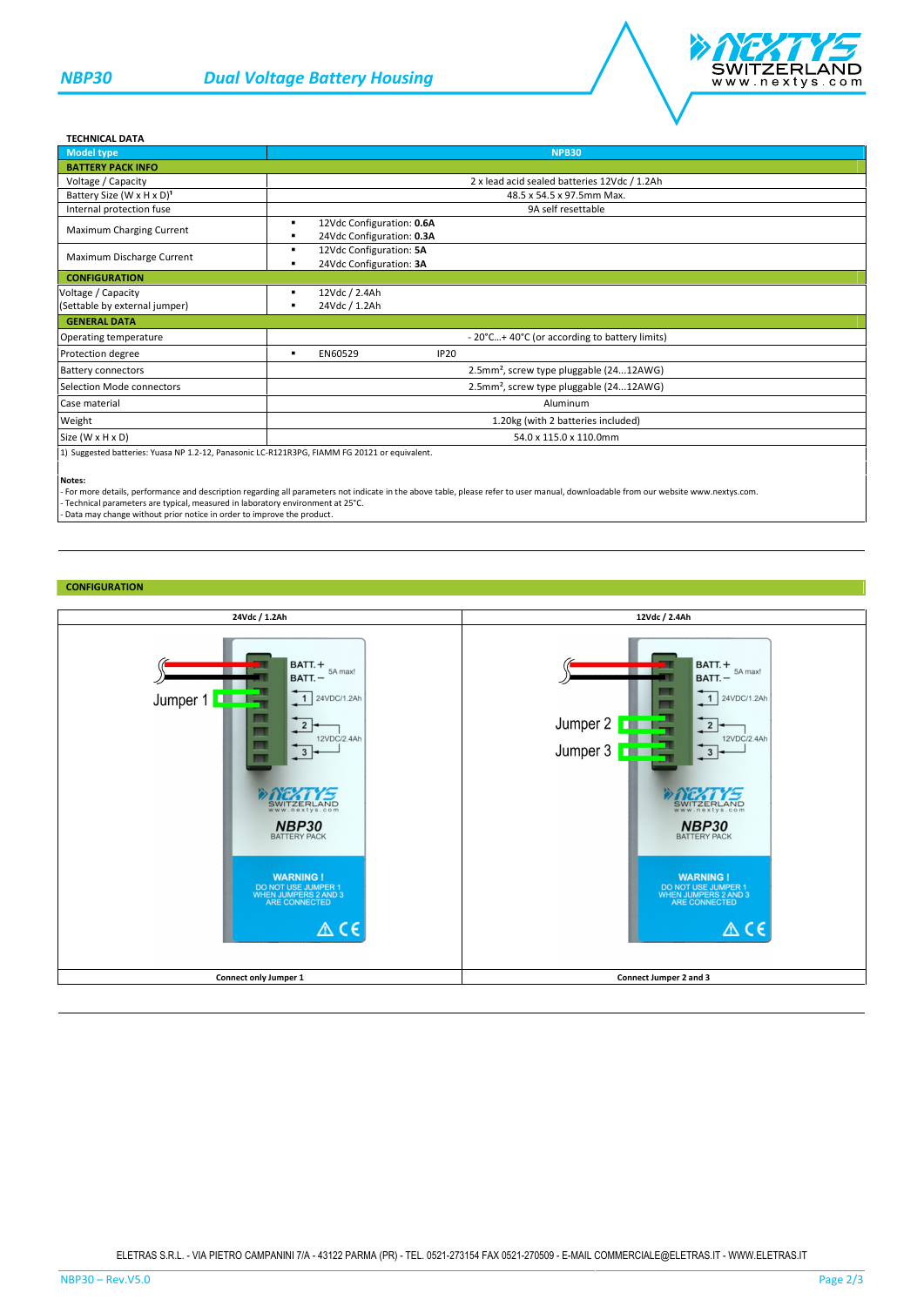## TECHNICAL DATA

| Model type | NP830 |
|---|---|
| **BATTERY PACK INFO** | |
| Voltage / Capacity | 2 x lead acid sealed batteries 12Vdc / 1.2Ah |
| Battery Size (W x H x D)[1] | 48.5 x 54.5 x 97.5mm Max. |
| Internal protection fuse | 9A self resettable |
| Maximum Charging Current | ▪ 12Vdc Configuration: **0.6A**<br>▪ 24Vdc Configuration: **0.3A** |
| Maximum Discharge Current | ▪ 12Vdc Configuration: **5A**<br>▪ 24Vdc Configuration: **3A** |
| **CONFIGURATION** | |
| Voltage / Capacity (Settable by external jumper) | ▪ 12Vdc / 2.4Ah<br>▪ 24Vdc / 1.2Ah |
| **GENERAL DATA** | |
| Operating temperature | - 20°C…+ 40°C (or according to battery limits) |
| Protection degree | ▪ EN60529 IP20 |
| Battery connectors | 2.5mm², screw type pluggable (24…12AWG) |
| Selection Mode connectors | 2.5mm², screw type pluggable (24…12AWG) |
| Case material | Aluminum |
| Weight | 1.20kg (with 2 batteries included) |
| Size (W x H x D) | 54.0 x 115.0 x 110.0mm |

1) Suggested batteries: Yuasa NP 1.2-12, Panasonic LC-R121R3PG, FIAMM FG 20121 or equivalent.

**Notes:**
- For more details, performance and description regarding all parameters not indicate in the above table, please refer to user manual, downloadable from our website www.nextys.com.
- Technical parameters are typical, measured in laboratory environment at 25°C.
- Data may change without prior notice in order to improve the product.

## CONFIGURATION

| 24Vdc / 1.2Ah | 12Vdc / 2.4Ah |
|---|---|
| Connect only Jumper 1 | Connect Jumper 2 and 3 |

ELETRAS S.R.L. - VIA PIETRO CAMPANINI 7/A - 43122 PARMA (PR) - TEL. 0521-273154 FAX 0521-270509 - E-MAIL COMMERCIALE@ELETRAS.IT - WWW.ELETRAS.IT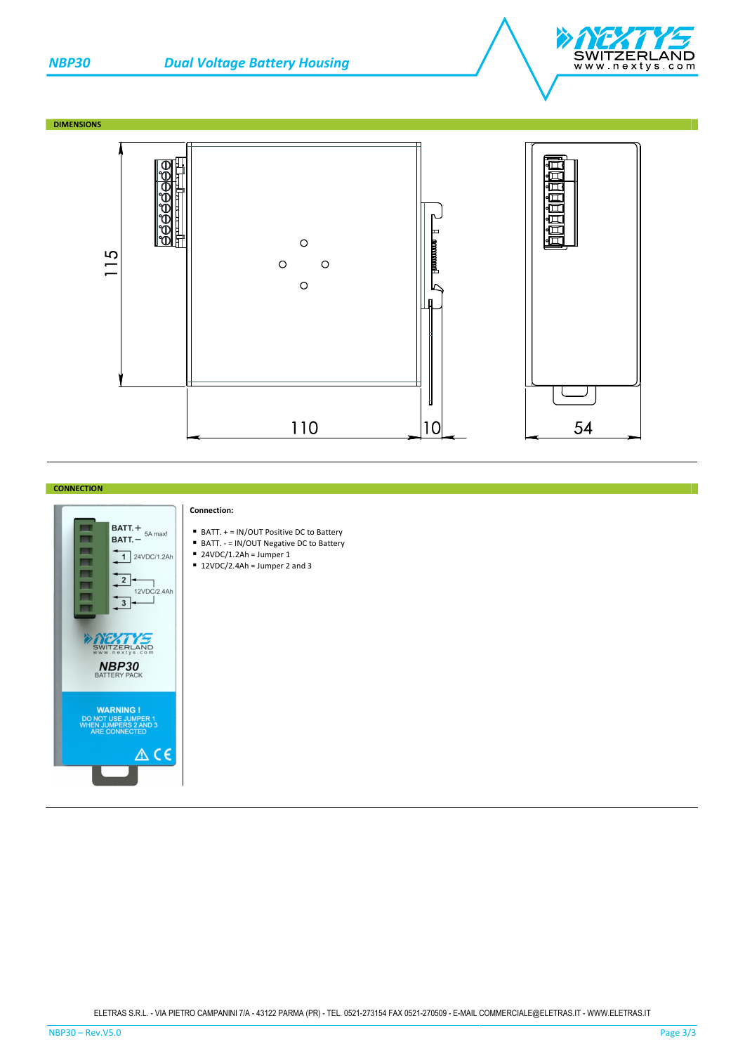## DIMENSIONS

115

110

10

54

## CONNECTION

BATT. +
BATT. –
5A max!
1 24VDC/1.2Ah
2
12VDC/2.4Ah
3
NEXTYS SWITZERLAND www.nextys.com
NBP30
BATTERY PACK
WARNING !
DO NOT USE JUMPER 1 WHEN JUMPERS 2 AND 3 ARE CONNECTED

**Connection:**

- BATT. + = IN/OUT Positive DC to Battery
- BATT. - = IN/OUT Negative DC to Battery
- 24VDC/1.2Ah = Jumper 1
- 12VDC/2.4Ah = Jumper 2 and 3

ELETRAS S.R.L. - VIA PIETRO CAMPANINI 7/A - 43122 PARMA (PR) - TEL. 0521-273154 FAX 0521-270509 - E-MAIL COMMERCIALE@ELETRAS.IT - WWW.ELETRAS.IT